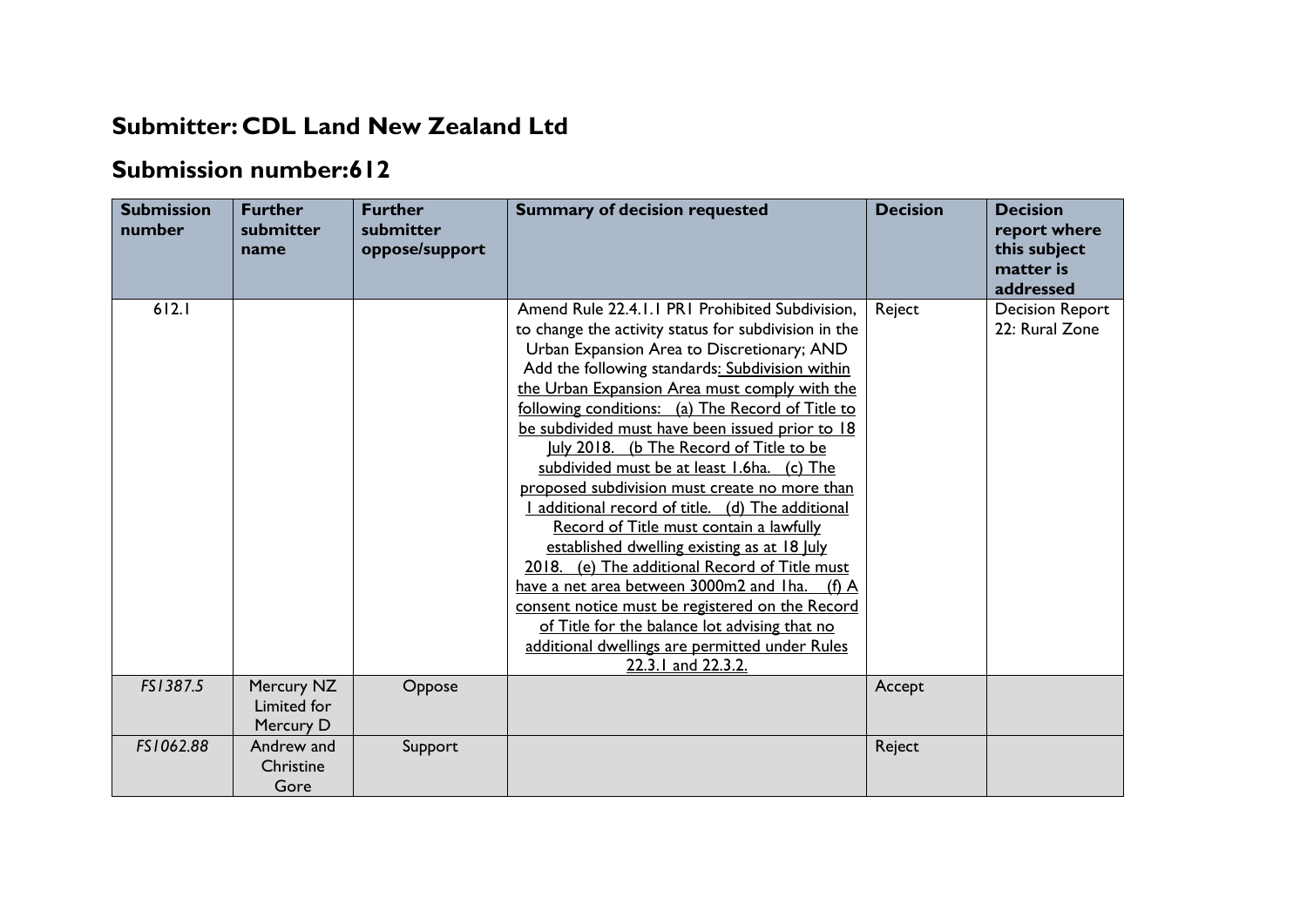## Submitter: CDL Land New Zealand Ltd

## Submission number:612

| Submission number | Further submitter name | Further submitter oppose/support | Summary of decision requested | Decision | Decision report where this subject matter is addressed |
|---|---|---|---|---|---|
| 612.1 | | | Amend Rule 22.4.1.1 PR1 Prohibited Subdivision, to change the activity status for subdivision in the Urban Expansion Area to Discretionary; AND Add the following standards: Subdivision within the Urban Expansion Area must comply with the following conditions: (a) The Record of Title to be subdivided must have been issued prior to 18 July 2018. (b The Record of Title to be subdivided must be at least 1.6ha. (c) The proposed subdivision must create no more than 1 additional record of title. (d) The additional Record of Title must contain a lawfully established dwelling existing as at 18 July 2018. (e) The additional Record of Title must have a net area between 3000m2 and 1ha. (f) A consent notice must be registered on the Record of Title for the balance lot advising that no additional dwellings are permitted under Rules 22.3.1 and 22.3.2. | Reject | Decision Report 22: Rural Zone |
| *FS1387.5* | Mercury NZ Limited for Mercury D | Oppose | | Accept | |
| *FS1062.88* | Andrew and Christine Gore | Support | | Reject | |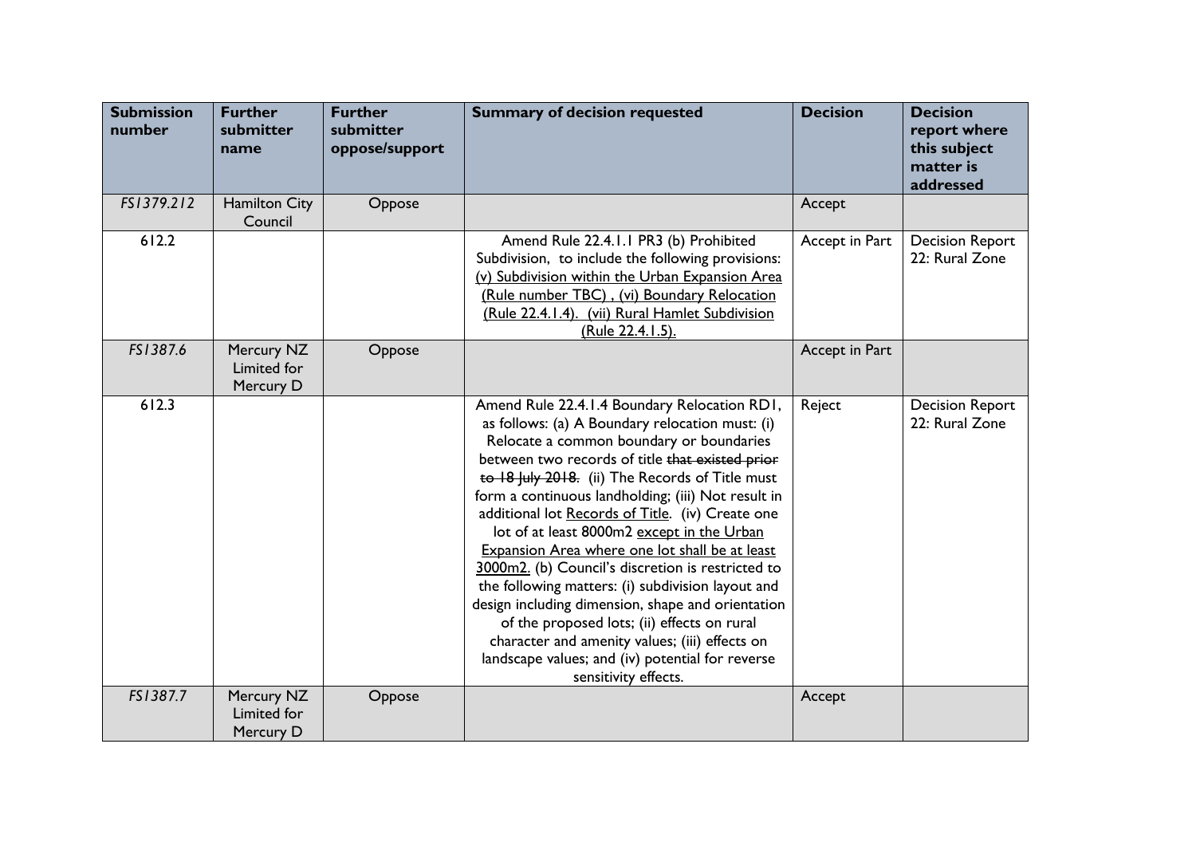| Submission number | Further submitter name | Further submitter oppose/support | Summary of decision requested | Decision | Decision report where this subject matter is addressed |
|---|---|---|---|---|---|
| *FS1379.212* | Hamilton City Council | Oppose | | Accept | |
| 612.2 | | | Amend Rule 22.4.1.1 PR3 (b) Prohibited Subdivision, to include the following provisions: <u>(v) Subdivision within the Urban Expansion Area (Rule number TBC) , (vi) Boundary Relocation (Rule 22.4.1.4). (vii) Rural Hamlet Subdivision (Rule 22.4.1.5).</u> | Accept in Part | Decision Report 22: Rural Zone |
| *FS1387.6* | Mercury NZ Limited for Mercury D | Oppose | | Accept in Part | |
| 612.3 | | | Amend Rule 22.4.1.4 Boundary Relocation RD1, as follows: (a) A Boundary relocation must: (i) Relocate a common boundary or boundaries between two records of title ~~that existed prior to 18 July 2018~~. (ii) The Records of Title must form a continuous landholding; (iii) Not result in additional lot <u>Records of Title</u>. (iv) Create one lot of at least 8000m2 <u>except in the Urban Expansion Area where one lot shall be at least 3000m2.</u> (b) Council's discretion is restricted to the following matters: (i) subdivision layout and design including dimension, shape and orientation of the proposed lots; (ii) effects on rural character and amenity values; (iii) effects on landscape values; and (iv) potential for reverse sensitivity effects. | Reject | Decision Report 22: Rural Zone |
| *FS1387.7* | Mercury NZ Limited for Mercury D | Oppose | | Accept | |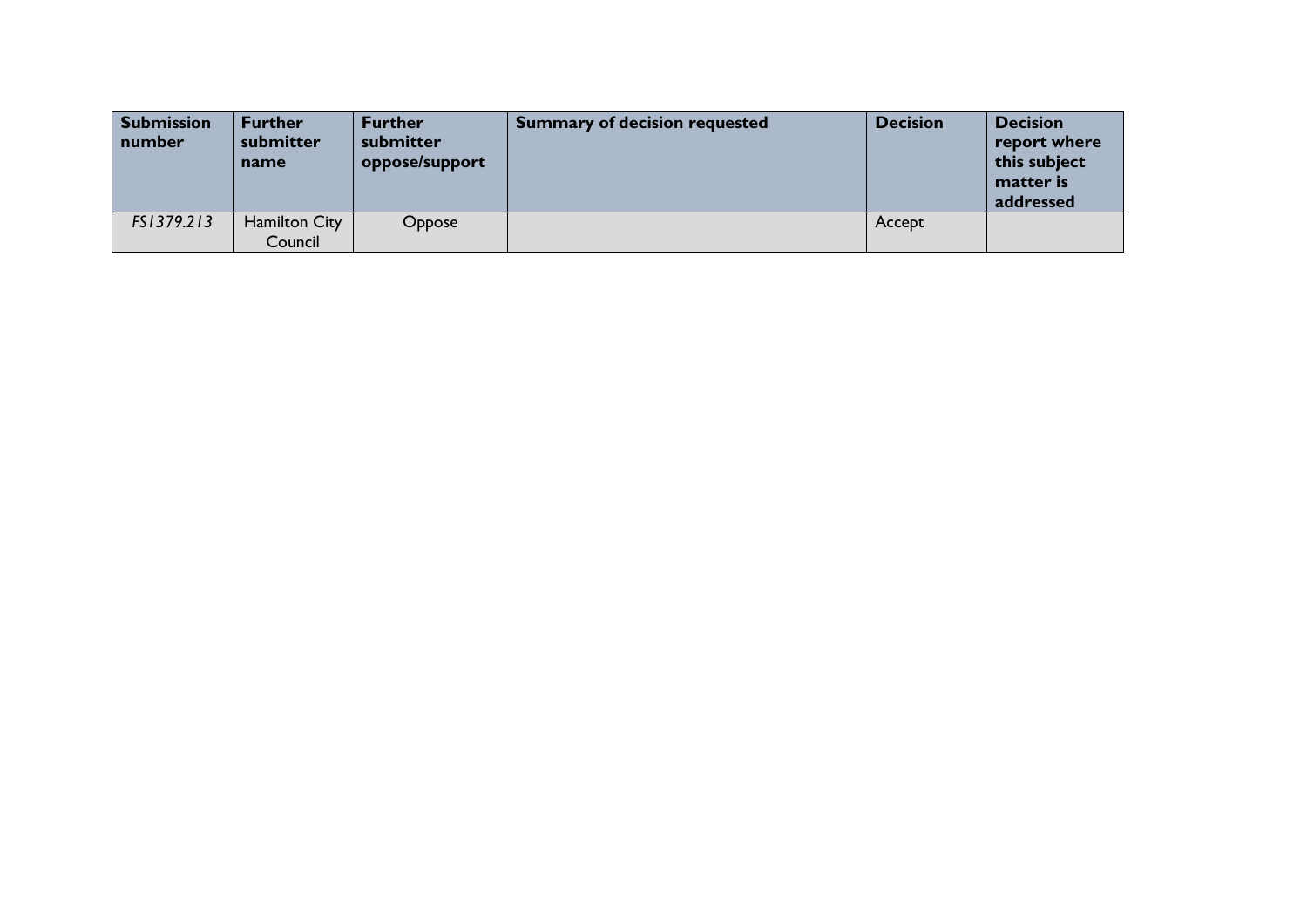| Submission number | Further submitter name | Further submitter oppose/support | Summary of decision requested | Decision | Decision report where this subject matter is addressed |
|---|---|---|---|---|---|
| *FS1379.213* | Hamilton City Council | Oppose | | Accept | |